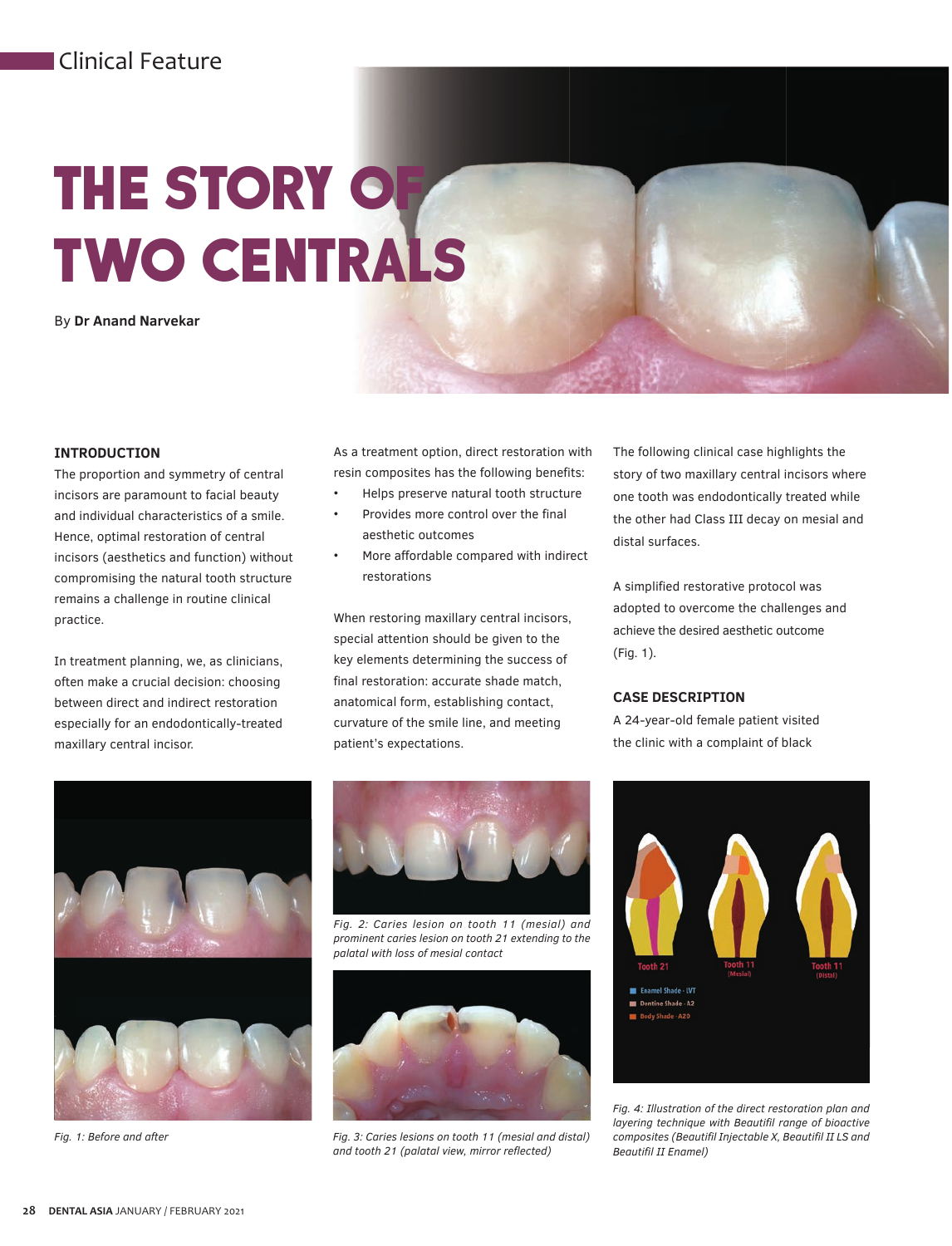# THE STORY OF TWO CENTRALS

By **Dr Anand Narvekar**

## INTRODUCTION

The proportion and symmetry of central incisors are paramount to facial beauty and individual characteristics of a smile. Hence, optimal restoration of central incisors (aesthetics and function) without compromising the natural tooth structure remains a challenge in routine clinical practice.

In treatment planning, we, as clinicians, often make a crucial decision: choosing between direct and indirect restoration especially for an endodontically-treated maxillary central incisor.

As a treatment option, direct restoration with resin composites has the following benefits:

- Helps preserve natural tooth structure
- Provides more control over the final aesthetic outcomes
- More affordable compared with indirect restorations

When restoring maxillary central incisors, special attention should be given to the key elements determining the success of final restoration: accurate shade match, anatomical form, establishing contact, curvature of the smile line, and meeting patient's expectations.

The following clinical case highlights the story of two maxillary central incisors where one tooth was endodontically treated while the other had Class III decay on mesial and distal surfaces.

A simplified restorative protocol was adopted to overcome the challenges and achieve the desired aesthetic outcome (Fig. 1).

## CASE DESCRIPTION

A 24-year-old female patient visited the clinic with a complaint of black

*Fig. 1: Before and after*

*Fig. 2: Caries lesion on tooth 11 (mesial) and prominent caries lesion on tooth 21 extending to the palatal with loss of mesial contact*

*Fig. 3: Caries lesions on tooth 11 (mesial and distal) and tooth 21 (palatal view, mirror reflected)*

Tooth 21
Tooth 11 (Mesial)
Tooth 11 (Distal)
Enamel Shade - LVT
Dentine Shade - A2
Body Shade - A2O

*Fig. 4: Illustration of the direct restoration plan and layering technique with Beautifil range of bioactive composites (Beautifil Injectable X, Beautifil II LS and Beautifil II Enamel)*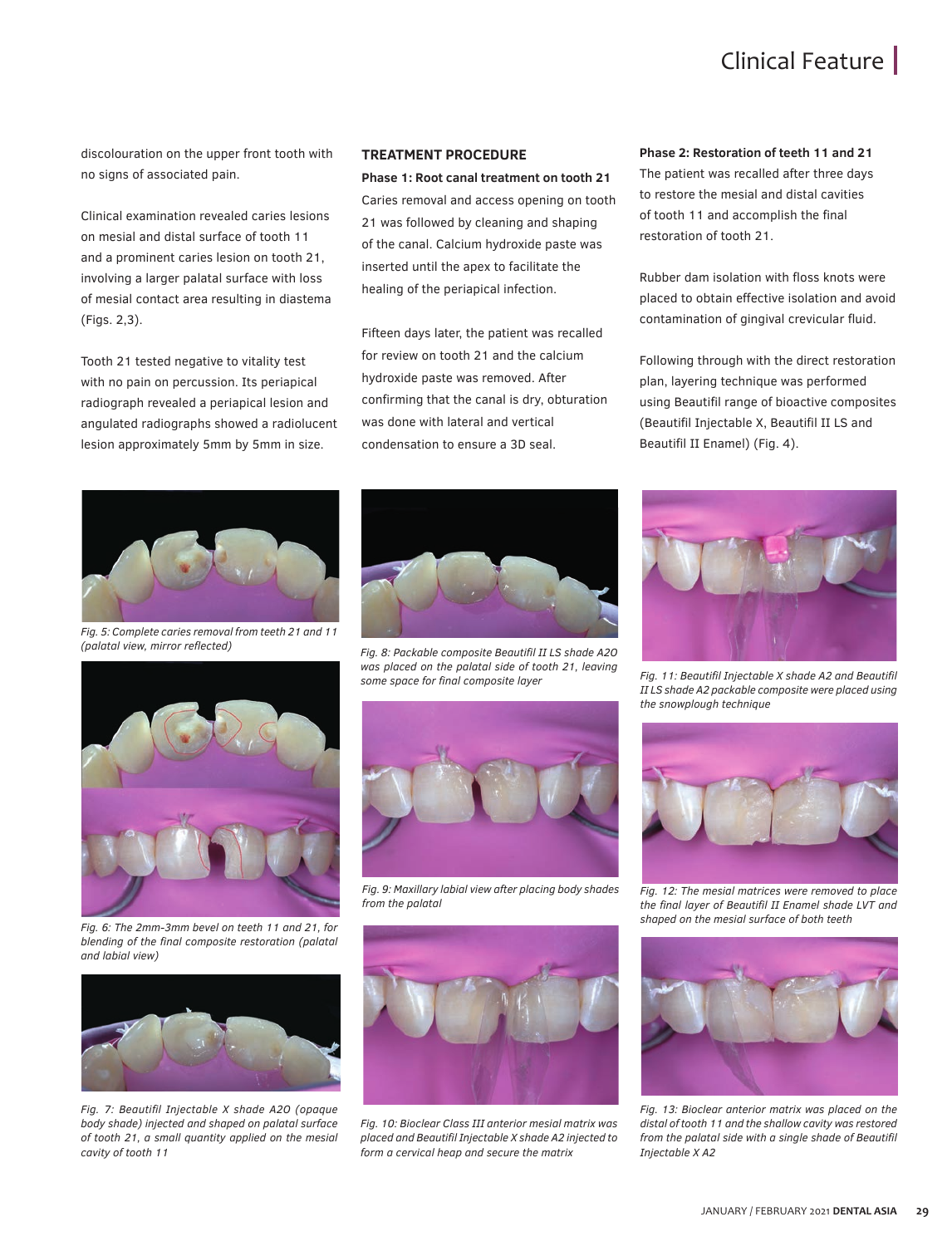discolouration on the upper front tooth with no signs of associated pain.

Clinical examination revealed caries lesions on mesial and distal surface of tooth 11 and a prominent caries lesion on tooth 21, involving a larger palatal surface with loss of mesial contact area resulting in diastema (Figs. 2,3).

Tooth 21 tested negative to vitality test with no pain on percussion. Its periapical radiograph revealed a periapical lesion and angulated radiographs showed a radiolucent lesion approximately 5mm by 5mm in size.

## TREATMENT PROCEDURE

**Phase 1: Root canal treatment on tooth 21**

Caries removal and access opening on tooth 21 was followed by cleaning and shaping of the canal. Calcium hydroxide paste was inserted until the apex to facilitate the healing of the periapical infection.

Fifteen days later, the patient was recalled for review on tooth 21 and the calcium hydroxide paste was removed. After confirming that the canal is dry, obturation was done with lateral and vertical condensation to ensure a 3D seal.

**Phase 2: Restoration of teeth 11 and 21**

The patient was recalled after three days to restore the mesial and distal cavities of tooth 11 and accomplish the final restoration of tooth 21.

Rubber dam isolation with floss knots were placed to obtain effective isolation and avoid contamination of gingival crevicular fluid.

Following through with the direct restoration plan, layering technique was performed using Beautifil range of bioactive composites (Beautifil Injectable X, Beautifil II LS and Beautifil II Enamel) (Fig. 4).

*Fig. 5: Complete caries removal from teeth 21 and 11 (palatal view, mirror reflected)*

*Fig. 6: The 2mm-3mm bevel on teeth 11 and 21, for blending of the final composite restoration (palatal and labial view)*

*Fig. 7: Beautifil Injectable X shade A2O (opaque body shade) injected and shaped on palatal surface of tooth 21, a small quantity applied on the mesial cavity of tooth 11*

*Fig. 8: Packable composite Beautifil II LS shade A2O was placed on the palatal side of tooth 21, leaving some space for final composite layer*

*Fig. 9: Maxillary labial view after placing body shades from the palatal*

*Fig. 10: Bioclear Class III anterior mesial matrix was placed and Beautifil Injectable X shade A2 injected to form a cervical heap and secure the matrix*

*Fig. 11: Beautifil Injectable X shade A2 and Beautifil II LS shade A2 packable composite were placed using the snowplough technique*

*Fig. 12: The mesial matrices were removed to place the final layer of Beautifil II Enamel shade LVT and shaped on the mesial surface of both teeth*

*Fig. 13: Bioclear anterior matrix was placed on the distal of tooth 11 and the shallow cavity was restored from the palatal side with a single shade of Beautifil Injectable X A2*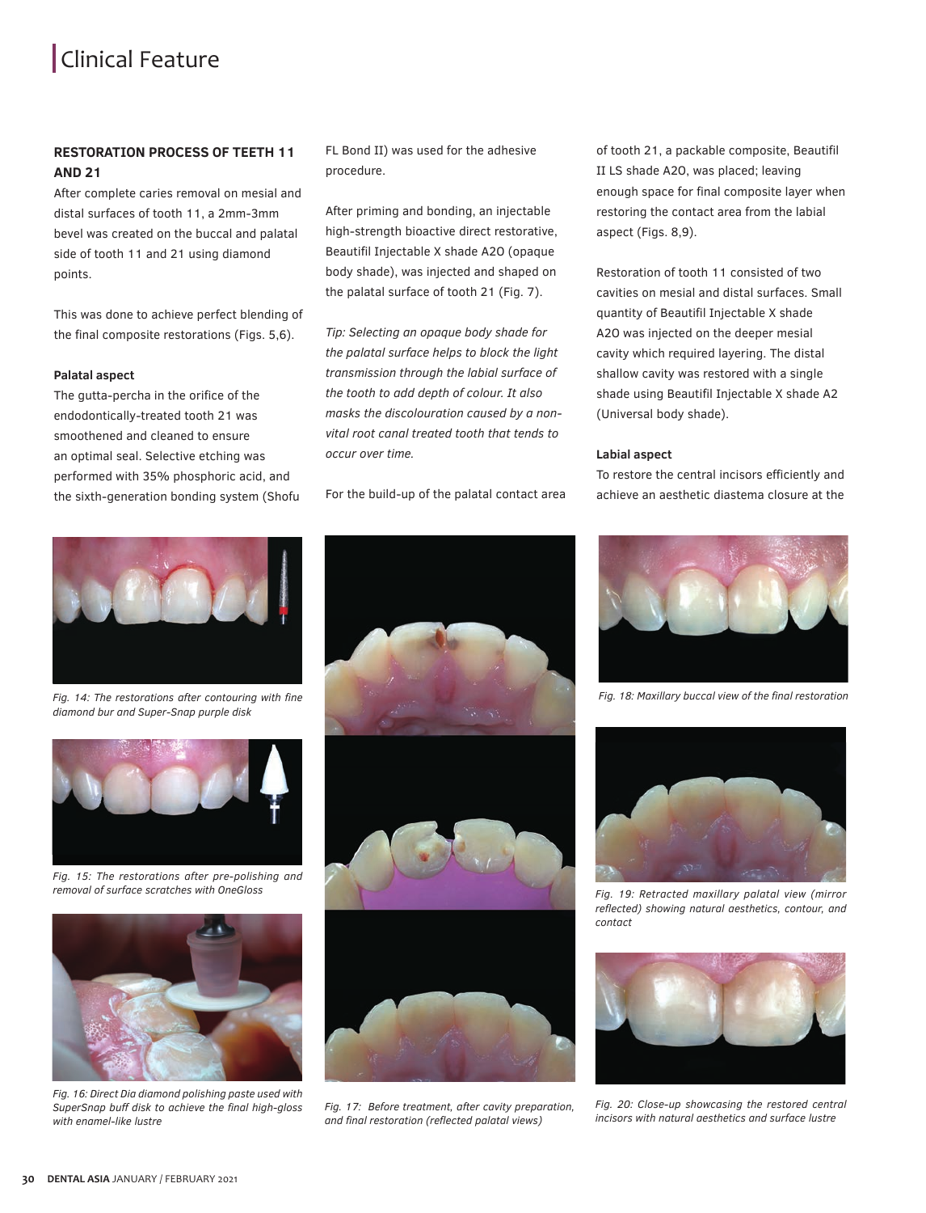## RESTORATION PROCESS OF TEETH 11 AND 21

After complete caries removal on mesial and distal surfaces of tooth 11, a 2mm-3mm bevel was created on the buccal and palatal side of tooth 11 and 21 using diamond points.

This was done to achieve perfect blending of the final composite restorations (Figs. 5,6).

### Palatal aspect

The gutta-percha in the orifice of the endodontically-treated tooth 21 was smoothened and cleaned to ensure an optimal seal. Selective etching was performed with 35% phosphoric acid, and the sixth-generation bonding system (Shofu FL Bond II) was used for the adhesive procedure.

After priming and bonding, an injectable high-strength bioactive direct restorative, Beautifil Injectable X shade A2O (opaque body shade), was injected and shaped on the palatal surface of tooth 21 (Fig. 7).

*Tip: Selecting an opaque body shade for the palatal surface helps to block the light transmission through the labial surface of the tooth to add depth of colour. It also masks the discolouration caused by a non-vital root canal treated tooth that tends to occur over time.*

For the build-up of the palatal contact area of tooth 21, a packable composite, Beautifil II LS shade A2O, was placed; leaving enough space for final composite layer when restoring the contact area from the labial aspect (Figs. 8,9).

Restoration of tooth 11 consisted of two cavities on mesial and distal surfaces. Small quantity of Beautifil Injectable X shade A2O was injected on the deeper mesial cavity which required layering. The distal shallow cavity was restored with a single shade using Beautifil Injectable X shade A2 (Universal body shade).

### Labial aspect

To restore the central incisors efficiently and achieve an aesthetic diastema closure at the

*Fig. 14: The restorations after contouring with fine diamond bur and Super-Snap purple disk*

*Fig. 15: The restorations after pre-polishing and removal of surface scratches with OneGloss*

*Fig. 16: Direct Dia diamond polishing paste used with SuperSnap buff disk to achieve the final high-gloss with enamel-like lustre*

*Fig. 17: Before treatment, after cavity preparation, and final restoration (reflected palatal views)*

*Fig. 18: Maxillary buccal view of the final restoration*

*Fig. 19: Retracted maxillary palatal view (mirror reflected) showing natural aesthetics, contour, and contact*

*Fig. 20: Close-up showcasing the restored central incisors with natural aesthetics and surface lustre*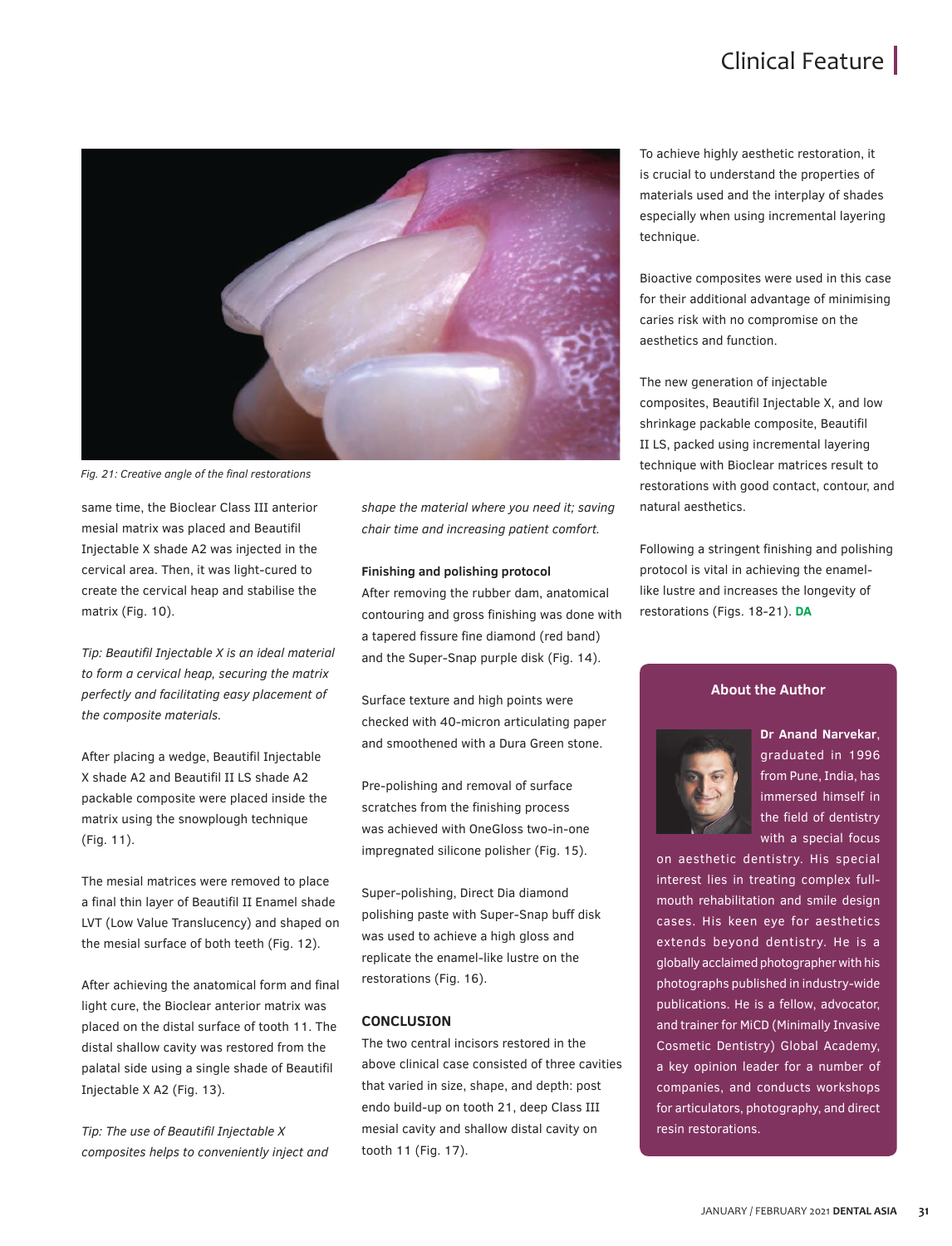Fig. 21: Creative angle of the final restorations

same time, the Bioclear Class III anterior mesial matrix was placed and Beautifil Injectable X shade A2 was injected in the cervical area. Then, it was light-cured to create the cervical heap and stabilise the matrix (Fig. 10).

*Tip: Beautifil Injectable X is an ideal material to form a cervical heap, securing the matrix perfectly and facilitating easy placement of the composite materials.*

After placing a wedge, Beautifil Injectable X shade A2 and Beautifil II LS shade A2 packable composite were placed inside the matrix using the snowplough technique (Fig. 11).

The mesial matrices were removed to place a final thin layer of Beautifil II Enamel shade LVT (Low Value Translucency) and shaped on the mesial surface of both teeth (Fig. 12).

After achieving the anatomical form and final light cure, the Bioclear anterior matrix was placed on the distal surface of tooth 11. The distal shallow cavity was restored from the palatal side using a single shade of Beautifil Injectable X A2 (Fig. 13).

*Tip: The use of Beautifil Injectable X composites helps to conveniently inject and shape the material where you need it; saving chair time and increasing patient comfort.*

**Finishing and polishing protocol**

After removing the rubber dam, anatomical contouring and gross finishing was done with a tapered fissure fine diamond (red band) and the Super-Snap purple disk (Fig. 14).

Surface texture and high points were checked with 40-micron articulating paper and smoothened with a Dura Green stone.

Pre-polishing and removal of surface scratches from the finishing process was achieved with OneGloss two-in-one impregnated silicone polisher (Fig. 15).

Super-polishing, Direct Dia diamond polishing paste with Super-Snap buff disk was used to achieve a high gloss and replicate the enamel-like lustre on the restorations (Fig. 16).

## CONCLUSION

The two central incisors restored in the above clinical case consisted of three cavities that varied in size, shape, and depth: post endo build-up on tooth 21, deep Class III mesial cavity and shallow distal cavity on tooth 11 (Fig. 17).

To achieve highly aesthetic restoration, it is crucial to understand the properties of materials used and the interplay of shades especially when using incremental layering technique.

Bioactive composites were used in this case for their additional advantage of minimising caries risk with no compromise on the aesthetics and function.

The new generation of injectable composites, Beautifil Injectable X, and low shrinkage packable composite, Beautifil II LS, packed using incremental layering technique with Bioclear matrices result to restorations with good contact, contour, and natural aesthetics.

Following a stringent finishing and polishing protocol is vital in achieving the enamel-like lustre and increases the longevity of restorations (Figs. 18-21). **DA**

### About the Author

**Dr Anand Narvekar**, graduated in 1996 from Pune, India, has immersed himself in the field of dentistry with a special focus on aesthetic dentistry. His special interest lies in treating complex full-mouth rehabilitation and smile design cases. His keen eye for aesthetics extends beyond dentistry. He is a globally acclaimed photographer with his photographs published in industry-wide publications. He is a fellow, advocator, and trainer for MiCD (Minimally Invasive Cosmetic Dentistry) Global Academy, a key opinion leader for a number of companies, and conducts workshops for articulators, photography, and direct resin restorations.